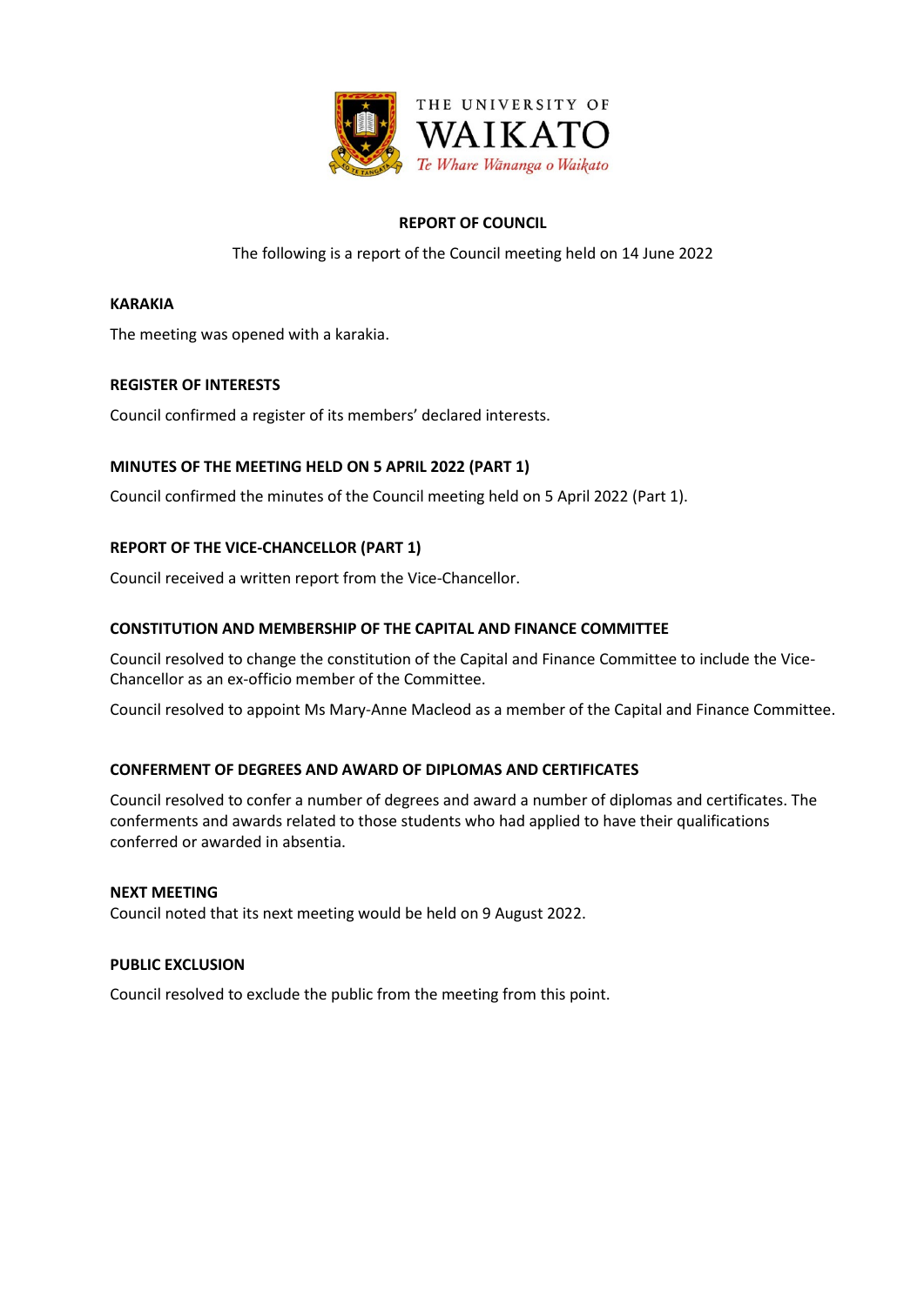THE UNIVERSITY OF
WAIKATO
*Te Whare Wānanga o Waikato*

# REPORT OF COUNCIL

The following is a report of the Council meeting held on 14 June 2022

## KARAKIA

The meeting was opened with a karakia.

## REGISTER OF INTERESTS

Council confirmed a register of its members' declared interests.

## MINUTES OF THE MEETING HELD ON 5 APRIL 2022 (PART 1)

Council confirmed the minutes of the Council meeting held on 5 April 2022 (Part 1).

## REPORT OF THE VICE-CHANCELLOR (PART 1)

Council received a written report from the Vice-Chancellor.

## CONSTITUTION AND MEMBERSHIP OF THE CAPITAL AND FINANCE COMMITTEE

Council resolved to change the constitution of the Capital and Finance Committee to include the Vice-Chancellor as an ex-officio member of the Committee.

Council resolved to appoint Ms Mary-Anne Macleod as a member of the Capital and Finance Committee.

## CONFERMENT OF DEGREES AND AWARD OF DIPLOMAS AND CERTIFICATES

Council resolved to confer a number of degrees and award a number of diplomas and certificates. The conferments and awards related to those students who had applied to have their qualifications conferred or awarded in absentia.

## NEXT MEETING

Council noted that its next meeting would be held on 9 August 2022.

## PUBLIC EXCLUSION

Council resolved to exclude the public from the meeting from this point.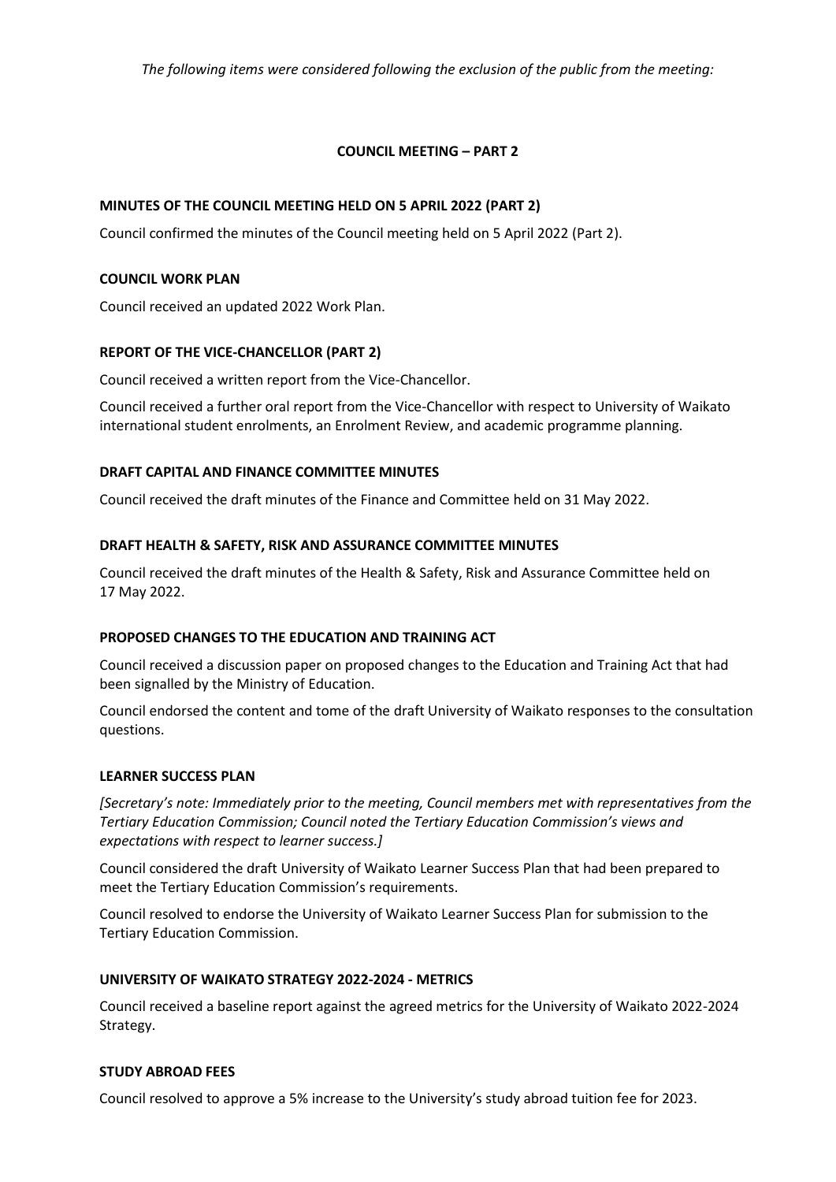*The following items were considered following the exclusion of the public from the meeting:*

## COUNCIL MEETING – PART 2

### MINUTES OF THE COUNCIL MEETING HELD ON 5 APRIL 2022 (PART 2)

Council confirmed the minutes of the Council meeting held on 5 April 2022 (Part 2).

### COUNCIL WORK PLAN

Council received an updated 2022 Work Plan.

### REPORT OF THE VICE-CHANCELLOR (PART 2)

Council received a written report from the Vice-Chancellor.

Council received a further oral report from the Vice-Chancellor with respect to University of Waikato international student enrolments, an Enrolment Review, and academic programme planning.

### DRAFT CAPITAL AND FINANCE COMMITTEE MINUTES

Council received the draft minutes of the Finance and Committee held on 31 May 2022.

### DRAFT HEALTH & SAFETY, RISK AND ASSURANCE COMMITTEE MINUTES

Council received the draft minutes of the Health & Safety, Risk and Assurance Committee held on 17 May 2022.

### PROPOSED CHANGES TO THE EDUCATION AND TRAINING ACT

Council received a discussion paper on proposed changes to the Education and Training Act that had been signalled by the Ministry of Education.

Council endorsed the content and tome of the draft University of Waikato responses to the consultation questions.

### LEARNER SUCCESS PLAN

*[Secretary's note: Immediately prior to the meeting, Council members met with representatives from the Tertiary Education Commission; Council noted the Tertiary Education Commission's views and expectations with respect to learner success.]*

Council considered the draft University of Waikato Learner Success Plan that had been prepared to meet the Tertiary Education Commission's requirements.

Council resolved to endorse the University of Waikato Learner Success Plan for submission to the Tertiary Education Commission.

### UNIVERSITY OF WAIKATO STRATEGY 2022-2024 - METRICS

Council received a baseline report against the agreed metrics for the University of Waikato 2022-2024 Strategy.

### STUDY ABROAD FEES

Council resolved to approve a 5% increase to the University's study abroad tuition fee for 2023.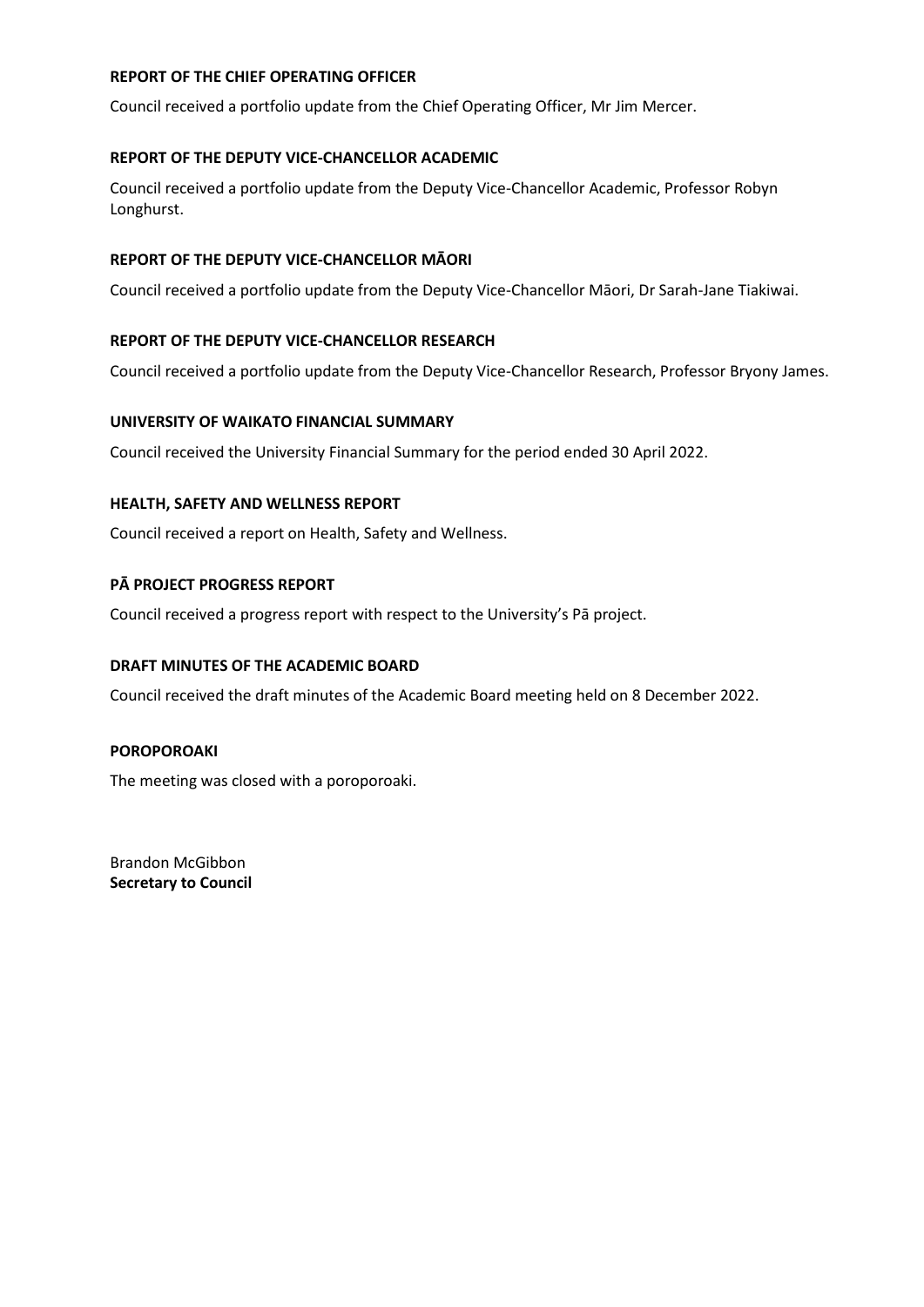**REPORT OF THE CHIEF OPERATING OFFICER**

Council received a portfolio update from the Chief Operating Officer, Mr Jim Mercer.

**REPORT OF THE DEPUTY VICE-CHANCELLOR ACADEMIC**

Council received a portfolio update from the Deputy Vice-Chancellor Academic, Professor Robyn Longhurst.

**REPORT OF THE DEPUTY VICE-CHANCELLOR MĀORI**

Council received a portfolio update from the Deputy Vice-Chancellor Māori, Dr Sarah-Jane Tiakiwai.

**REPORT OF THE DEPUTY VICE-CHANCELLOR RESEARCH**

Council received a portfolio update from the Deputy Vice-Chancellor Research, Professor Bryony James.

**UNIVERSITY OF WAIKATO FINANCIAL SUMMARY**

Council received the University Financial Summary for the period ended 30 April 2022.

**HEALTH, SAFETY AND WELLNESS REPORT**

Council received a report on Health, Safety and Wellness.

**PĀ PROJECT PROGRESS REPORT**

Council received a progress report with respect to the University's Pā project.

**DRAFT MINUTES OF THE ACADEMIC BOARD**

Council received the draft minutes of the Academic Board meeting held on 8 December 2022.

**POROPOROAKI**

The meeting was closed with a poroporoaki.

Brandon McGibbon
**Secretary to Council**